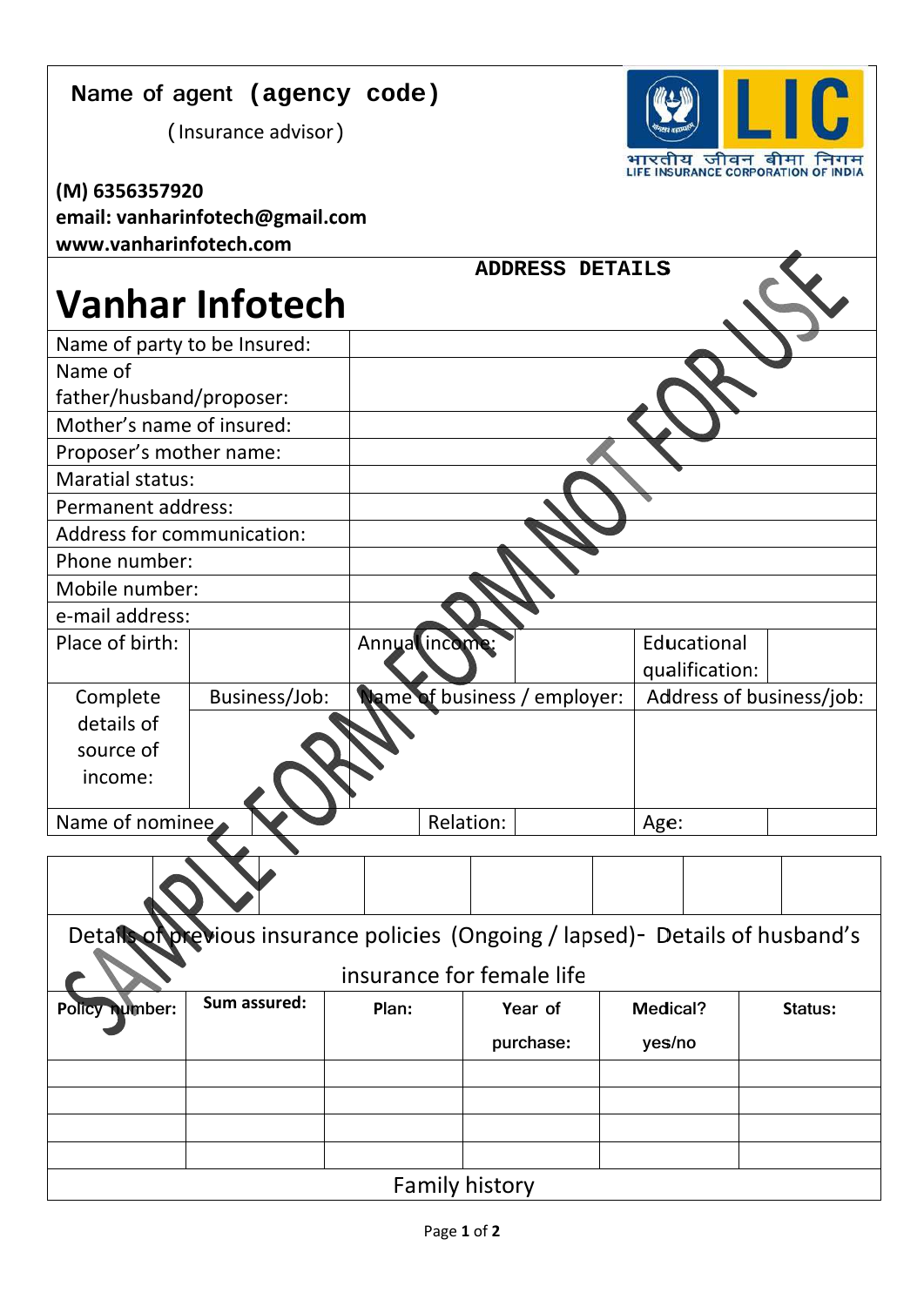**Name of agent (agency code)**

(Insurance advisor)

भारतीय जीवन बीमा निगम
LIFE INSURANCE CORPORATION OF INDIA

**(M) 6356357920**
**email: vanharinfotech@gmail.com**
**www.vanharinfotech.com**

# Vanhar Infotech

**ADDRESS DETAILS**

SAMPLE FORM NOT FOR USE

| Name of party to be Insured: | | | | | | |
|---|---|---|---|---|---|---|
| Name of father/husband/proposer: | | | | | | |
| Mother's name of insured: | | | | | | |
| Proposer's mother name: | | | | | | |
| Maratial status: | | | | | | |
| Permanent address: | | | | | | |
| Address for communication: | | | | | | |
| Phone number: | | | | | | |
| Mobile number: | | | | | | |
| e-mail address: | | | | | | |
| Place of birth: | | Annual income: | | Educational qualification: | | |
| Complete details of source of income: | Business/Job: | Name of business / employer: | | Address of business/job: | | |
| Name of nominee | | Relation: | | Age: | | |

Details of previous insurance policies (Ongoing / lapsed)- Details of husband's insurance for female life

| Policy number: | Sum assured: | Plan: | Year of purchase: | Medical? yes/no | Status: |
|---|---|---|---|---|---|
| | | | | | |
| | | | | | |
| | | | | | |
| | | | | | |

Family history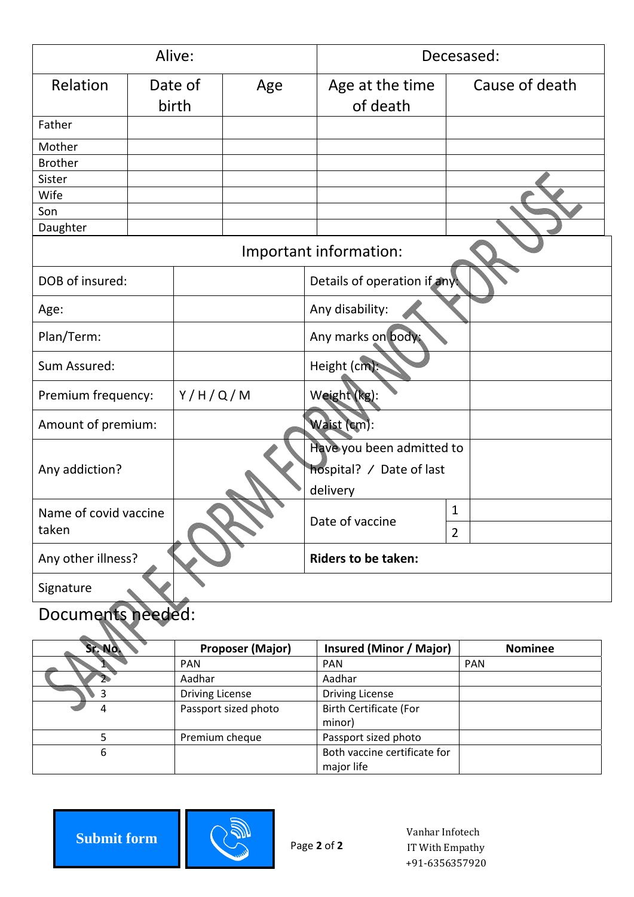| Alive: | | | Decesased: | |
|---|---|---|---|---|
| Relation | Date of birth | Age | Age at the time of death | Cause of death |
| Father | | | | |
| Mother | | | | |
| Brother | | | | |
| Sister | | | | |
| Wife | | | | |
| Son | | | | |
| Daughter | | | | |

| Important information: | | | | |
|---|---|---|---|---|
| DOB of insured: | | Details of operation if any: | | |
| Age: | | Any disability: | | |
| Plan/Term: | | Any marks on body: | | |
| Sum Assured: | | Height (cm): | | |
| Premium frequency: | Y / H / Q / M | Weight (kg): | | |
| Amount of premium: | | Waist (cm): | | |
| Any addiction? | | Have you been admitted to hospital? / Date of last delivery | | |
| Name of covid vaccine taken | | Date of vaccine | 1 | |
| | | | 2 | |
| Any other illness? | | **Riders to be taken:** | | |
| Signature | | | | |

## Documents needed:

| Sr. No. | Proposer (Major) | Insured (Minor / Major) | Nominee |
|---|---|---|---|
| 1 | PAN | PAN | PAN |
| 2 | Aadhar | Aadhar | |
| 3 | Driving License | Driving License | |
| 4 | Passport sized photo | Birth Certificate (For minor) | |
| 5 | Premium cheque | Passport sized photo | |
| 6 | | Both vaccine certificate for major life | |

SAMPLE FORM NOT FOR USE

**Submit form**

Vanhar Infotech
IT With Empathy
+91-6356357920